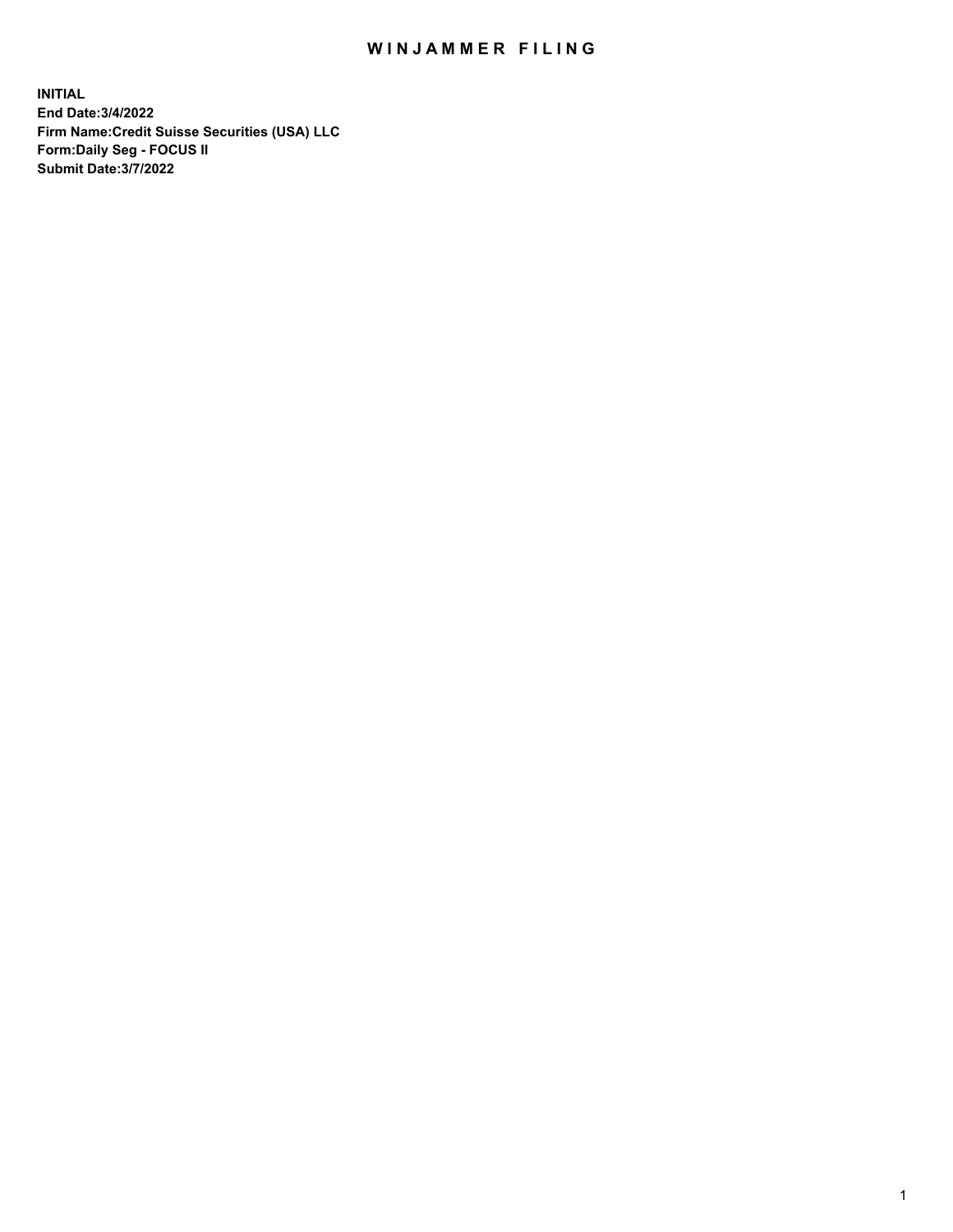# WINJAMMER FILING

**INITIAL**
**End Date:3/4/2022**
**Firm Name:Credit Suisse Securities (USA) LLC**
**Form:Daily Seg - FOCUS II**
**Submit Date:3/7/2022**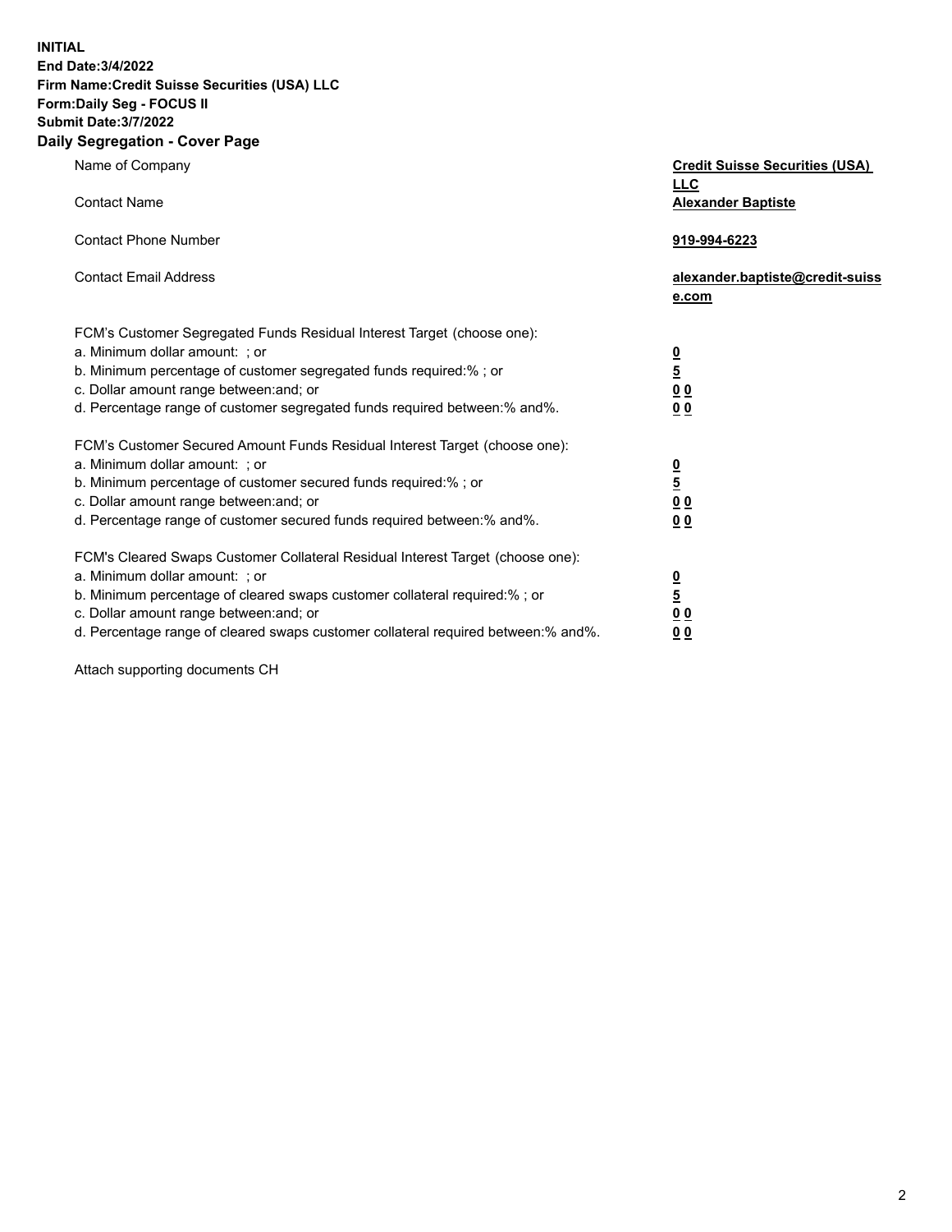**INITIAL**
**End Date:3/4/2022**
**Firm Name:Credit Suisse Securities (USA) LLC**
**Form:Daily Seg - FOCUS II**
**Submit Date:3/7/2022**

## Daily Segregation - Cover Page

| | |
|---|---|
| Name of Company | **Credit Suisse Securities (USA) LLC** |
| Contact Name | **Alexander Baptiste** |
| Contact Phone Number | **919-994-6223** |
| Contact Email Address | **alexander.baptiste@credit-suisse.com** |

FCM's Customer Segregated Funds Residual Interest Target (choose one):

| | |
|---|---|
| a. Minimum dollar amount: ; or | **0** |
| b. Minimum percentage of customer segregated funds required:% ; or | **5** |
| c. Dollar amount range between:and; or | **0 0** |
| d. Percentage range of customer segregated funds required between:% and%. | **0 0** |

FCM's Customer Secured Amount Funds Residual Interest Target (choose one):

| | |
|---|---|
| a. Minimum dollar amount: ; or | **0** |
| b. Minimum percentage of customer secured funds required:% ; or | **5** |
| c. Dollar amount range between:and; or | **0 0** |
| d. Percentage range of customer secured funds required between:% and%. | **0 0** |

FCM's Cleared Swaps Customer Collateral Residual Interest Target (choose one):

| | |
|---|---|
| a. Minimum dollar amount: ; or | **0** |
| b. Minimum percentage of cleared swaps customer collateral required:% ; or | **5** |
| c. Dollar amount range between:and; or | **0 0** |
| d. Percentage range of cleared swaps customer collateral required between:% and%. | **0 0** |

Attach supporting documents CH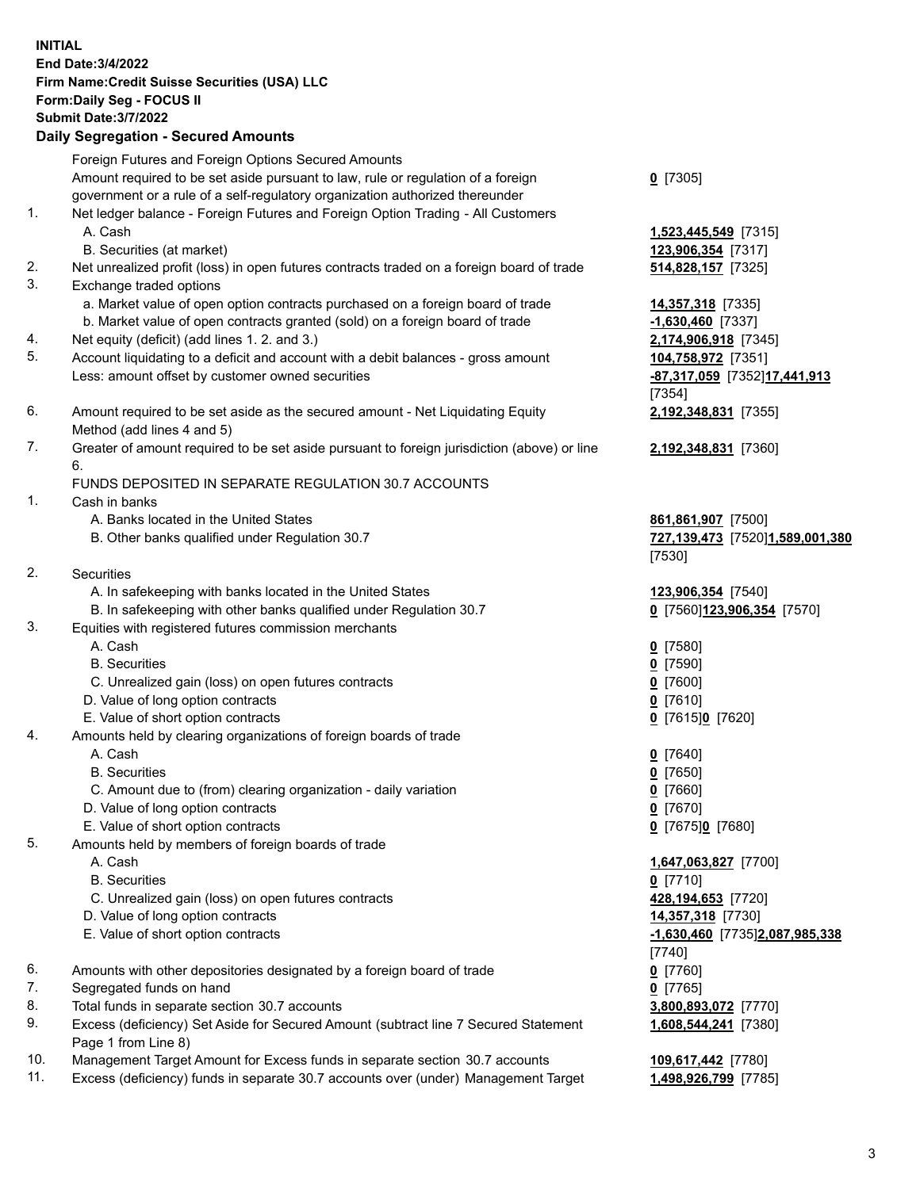**INITIAL**
**End Date:3/4/2022**
**Firm Name:Credit Suisse Securities (USA) LLC**
**Form:Daily Seg - FOCUS II**
**Submit Date:3/7/2022**

## Daily Segregation - Secured Amounts

| | | |
|---|---|---|
| | Foreign Futures and Foreign Options Secured Amounts | |
| | Amount required to be set aside pursuant to law, rule or regulation of a foreign government or a rule of a self-regulatory organization authorized thereunder | **0** [7305] |
| 1. | Net ledger balance - Foreign Futures and Foreign Option Trading - All Customers | |
| | A. Cash | **1,523,445,549** [7315] |
| | B. Securities (at market) | **123,906,354** [7317] |
| 2. | Net unrealized profit (loss) in open futures contracts traded on a foreign board of trade | **514,828,157** [7325] |
| 3. | Exchange traded options | |
| | a. Market value of open option contracts purchased on a foreign board of trade | **14,357,318** [7335] |
| | b. Market value of open contracts granted (sold) on a foreign board of trade | **-1,630,460** [7337] |
| 4. | Net equity (deficit) (add lines 1. 2. and 3.) | **2,174,906,918** [7345] |
| 5. | Account liquidating to a deficit and account with a debit balances - gross amount | **104,758,972** [7351] |
| | Less: amount offset by customer owned securities | **-87,317,059** [7352]**17,441,913** [7354] |
| 6. | Amount required to be set aside as the secured amount - Net Liquidating Equity Method (add lines 4 and 5) | **2,192,348,831** [7355] |
| 7. | Greater of amount required to be set aside pursuant to foreign jurisdiction (above) or line 6. | **2,192,348,831** [7360] |
| | FUNDS DEPOSITED IN SEPARATE REGULATION 30.7 ACCOUNTS | |
| 1. | Cash in banks | |
| | A. Banks located in the United States | **861,861,907** [7500] |
| | B. Other banks qualified under Regulation 30.7 | **727,139,473** [7520]**1,589,001,380** [7530] |
| 2. | Securities | |
| | A. In safekeeping with banks located in the United States | **123,906,354** [7540] |
| | B. In safekeeping with other banks qualified under Regulation 30.7 | **0** [7560]**123,906,354** [7570] |
| 3. | Equities with registered futures commission merchants | |
| | A. Cash | **0** [7580] |
| | B. Securities | **0** [7590] |
| | C. Unrealized gain (loss) on open futures contracts | **0** [7600] |
| | D. Value of long option contracts | **0** [7610] |
| | E. Value of short option contracts | **0** [7615]**0** [7620] |
| 4. | Amounts held by clearing organizations of foreign boards of trade | |
| | A. Cash | **0** [7640] |
| | B. Securities | **0** [7650] |
| | C. Amount due to (from) clearing organization - daily variation | **0** [7660] |
| | D. Value of long option contracts | **0** [7670] |
| | E. Value of short option contracts | **0** [7675]**0** [7680] |
| 5. | Amounts held by members of foreign boards of trade | |
| | A. Cash | **1,647,063,827** [7700] |
| | B. Securities | **0** [7710] |
| | C. Unrealized gain (loss) on open futures contracts | **428,194,653** [7720] |
| | D. Value of long option contracts | **14,357,318** [7730] |
| | E. Value of short option contracts | **-1,630,460** [7735]**2,087,985,338** [7740] |
| 6. | Amounts with other depositories designated by a foreign board of trade | **0** [7760] |
| 7. | Segregated funds on hand | **0** [7765] |
| 8. | Total funds in separate section 30.7 accounts | **3,800,893,072** [7770] |
| 9. | Excess (deficiency) Set Aside for Secured Amount (subtract line 7 Secured Statement Page 1 from Line 8) | **1,608,544,241** [7380] |
| 10. | Management Target Amount for Excess funds in separate section 30.7 accounts | **109,617,442** [7780] |
| 11. | Excess (deficiency) funds in separate 30.7 accounts over (under) Management Target | **1,498,926,799** [7785] |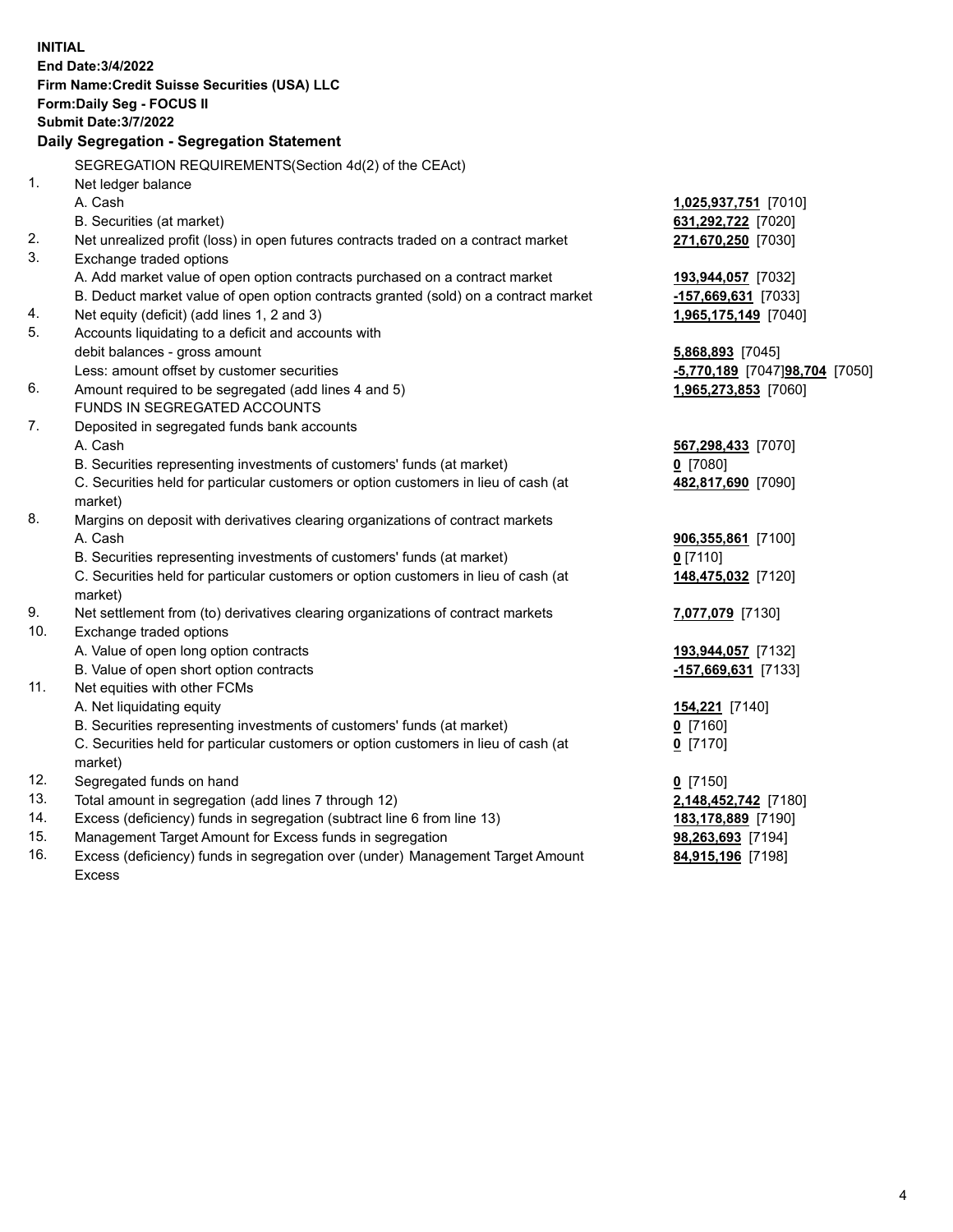**INITIAL**
**End Date:3/4/2022**
**Firm Name:Credit Suisse Securities (USA) LLC**
**Form:Daily Seg - FOCUS II**
**Submit Date:3/7/2022**

## Daily Segregation - Segregation Statement

SEGREGATION REQUIREMENTS(Section 4d(2) of the CEAct)

| | | |
|---|---|---|
| 1. | Net ledger balance | |
| | A. Cash | **1,025,937,751** [7010] |
| | B. Securities (at market) | **631,292,722** [7020] |
| 2. | Net unrealized profit (loss) in open futures contracts traded on a contract market | **271,670,250** [7030] |
| 3. | Exchange traded options | |
| | A. Add market value of open option contracts purchased on a contract market | **193,944,057** [7032] |
| | B. Deduct market value of open option contracts granted (sold) on a contract market | **-157,669,631** [7033] |
| 4. | Net equity (deficit) (add lines 1, 2 and 3) | **1,965,175,149** [7040] |
| 5. | Accounts liquidating to a deficit and accounts with | |
| | debit balances - gross amount | **5,868,893** [7045] |
| | Less: amount offset by customer securities | **-5,770,189** [7047]**98,704** [7050] |
| 6. | Amount required to be segregated (add lines 4 and 5) | **1,965,273,853** [7060] |
| | FUNDS IN SEGREGATED ACCOUNTS | |
| 7. | Deposited in segregated funds bank accounts | |
| | A. Cash | **567,298,433** [7070] |
| | B. Securities representing investments of customers' funds (at market) | **0** [7080] |
| | C. Securities held for particular customers or option customers in lieu of cash (at market) | **482,817,690** [7090] |
| 8. | Margins on deposit with derivatives clearing organizations of contract markets | |
| | A. Cash | **906,355,861** [7100] |
| | B. Securities representing investments of customers' funds (at market) | **0** [7110] |
| | C. Securities held for particular customers or option customers in lieu of cash (at market) | **148,475,032** [7120] |
| 9. | Net settlement from (to) derivatives clearing organizations of contract markets | **7,077,079** [7130] |
| 10. | Exchange traded options | |
| | A. Value of open long option contracts | **193,944,057** [7132] |
| | B. Value of open short option contracts | **-157,669,631** [7133] |
| 11. | Net equities with other FCMs | |
| | A. Net liquidating equity | **154,221** [7140] |
| | B. Securities representing investments of customers' funds (at market) | **0** [7160] |
| | C. Securities held for particular customers or option customers in lieu of cash (at market) | **0** [7170] |
| 12. | Segregated funds on hand | **0** [7150] |
| 13. | Total amount in segregation (add lines 7 through 12) | **2,148,452,742** [7180] |
| 14. | Excess (deficiency) funds in segregation (subtract line 6 from line 13) | **183,178,889** [7190] |
| 15. | Management Target Amount for Excess funds in segregation | **98,263,693** [7194] |
| 16. | Excess (deficiency) funds in segregation over (under) Management Target Amount Excess | **84,915,196** [7198] |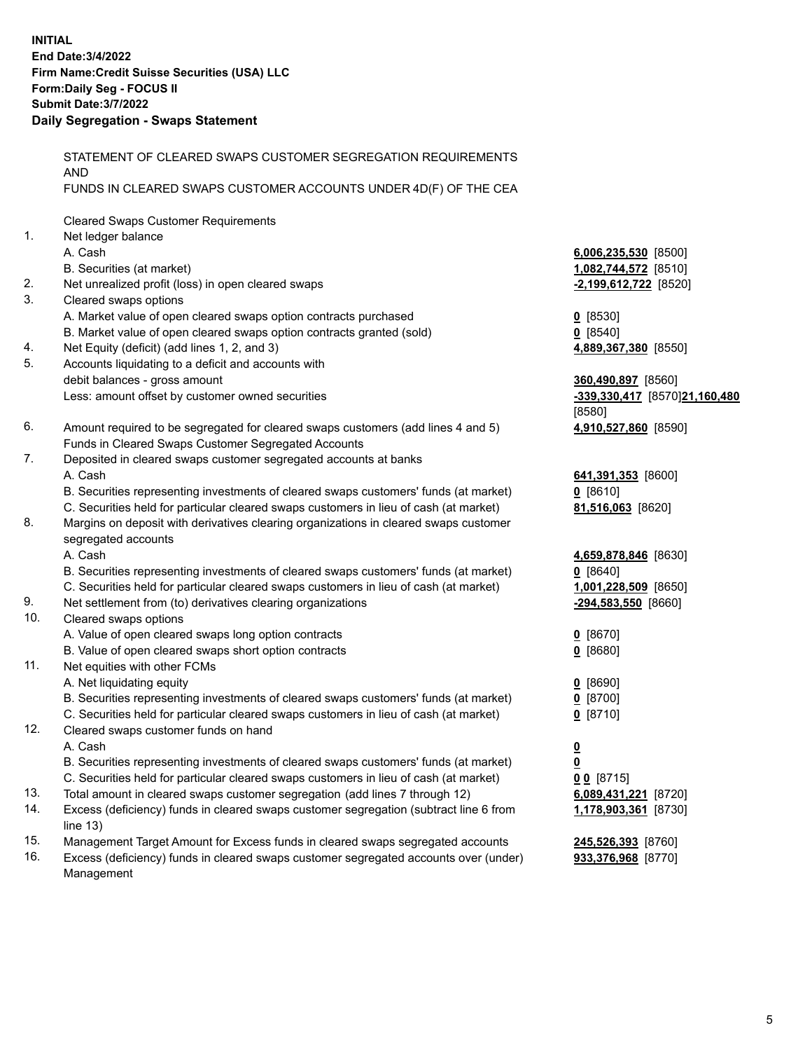**INITIAL**
**End Date:3/4/2022**
**Firm Name:Credit Suisse Securities (USA) LLC**
**Form:Daily Seg - FOCUS II**
**Submit Date:3/7/2022**
**Daily Segregation - Swaps Statement**

STATEMENT OF CLEARED SWAPS CUSTOMER SEGREGATION REQUIREMENTS AND FUNDS IN CLEARED SWAPS CUSTOMER ACCOUNTS UNDER 4D(F) OF THE CEA

| | | |
|---|---|---|
| | Cleared Swaps Customer Requirements | |
| 1. | Net ledger balance | |
| | A. Cash | **6,006,235,530** [8500] |
| | B. Securities (at market) | **1,082,744,572** [8510] |
| 2. | Net unrealized profit (loss) in open cleared swaps | **-2,199,612,722** [8520] |
| 3. | Cleared swaps options | |
| | A. Market value of open cleared swaps option contracts purchased | **0** [8530] |
| | B. Market value of open cleared swaps option contracts granted (sold) | **0** [8540] |
| 4. | Net Equity (deficit) (add lines 1, 2, and 3) | **4,889,367,380** [8550] |
| 5. | Accounts liquidating to a deficit and accounts with debit balances - gross amount | **360,490,897** [8560] |
| | Less: amount offset by customer owned securities | **-339,330,417** [8570]**21,160,480** [8580] |
| 6. | Amount required to be segregated for cleared swaps customers (add lines 4 and 5) | **4,910,527,860** [8590] |
| | Funds in Cleared Swaps Customer Segregated Accounts | |
| 7. | Deposited in cleared swaps customer segregated accounts at banks | |
| | A. Cash | **641,391,353** [8600] |
| | B. Securities representing investments of cleared swaps customers' funds (at market) | **0** [8610] |
| | C. Securities held for particular cleared swaps customers in lieu of cash (at market) | **81,516,063** [8620] |
| 8. | Margins on deposit with derivatives clearing organizations in cleared swaps customer segregated accounts | |
| | A. Cash | **4,659,878,846** [8630] |
| | B. Securities representing investments of cleared swaps customers' funds (at market) | **0** [8640] |
| | C. Securities held for particular cleared swaps customers in lieu of cash (at market) | **1,001,228,509** [8650] |
| 9. | Net settlement from (to) derivatives clearing organizations | **-294,583,550** [8660] |
| 10. | Cleared swaps options | |
| | A. Value of open cleared swaps long option contracts | **0** [8670] |
| | B. Value of open cleared swaps short option contracts | **0** [8680] |
| 11. | Net equities with other FCMs | |
| | A. Net liquidating equity | **0** [8690] |
| | B. Securities representing investments of cleared swaps customers' funds (at market) | **0** [8700] |
| | C. Securities held for particular cleared swaps customers in lieu of cash (at market) | **0** [8710] |
| 12. | Cleared swaps customer funds on hand | |
| | A. Cash | **0** |
| | B. Securities representing investments of cleared swaps customers' funds (at market) | **0** |
| | C. Securities held for particular cleared swaps customers in lieu of cash (at market) | **0** **0** [8715] |
| 13. | Total amount in cleared swaps customer segregation (add lines 7 through 12) | **6,089,431,221** [8720] |
| 14. | Excess (deficiency) funds in cleared swaps customer segregation (subtract line 6 from line 13) | **1,178,903,361** [8730] |
| 15. | Management Target Amount for Excess funds in cleared swaps segregated accounts | **245,526,393** [8760] |
| 16. | Excess (deficiency) funds in cleared swaps customer segregated accounts over (under) Management | **933,376,968** [8770] |